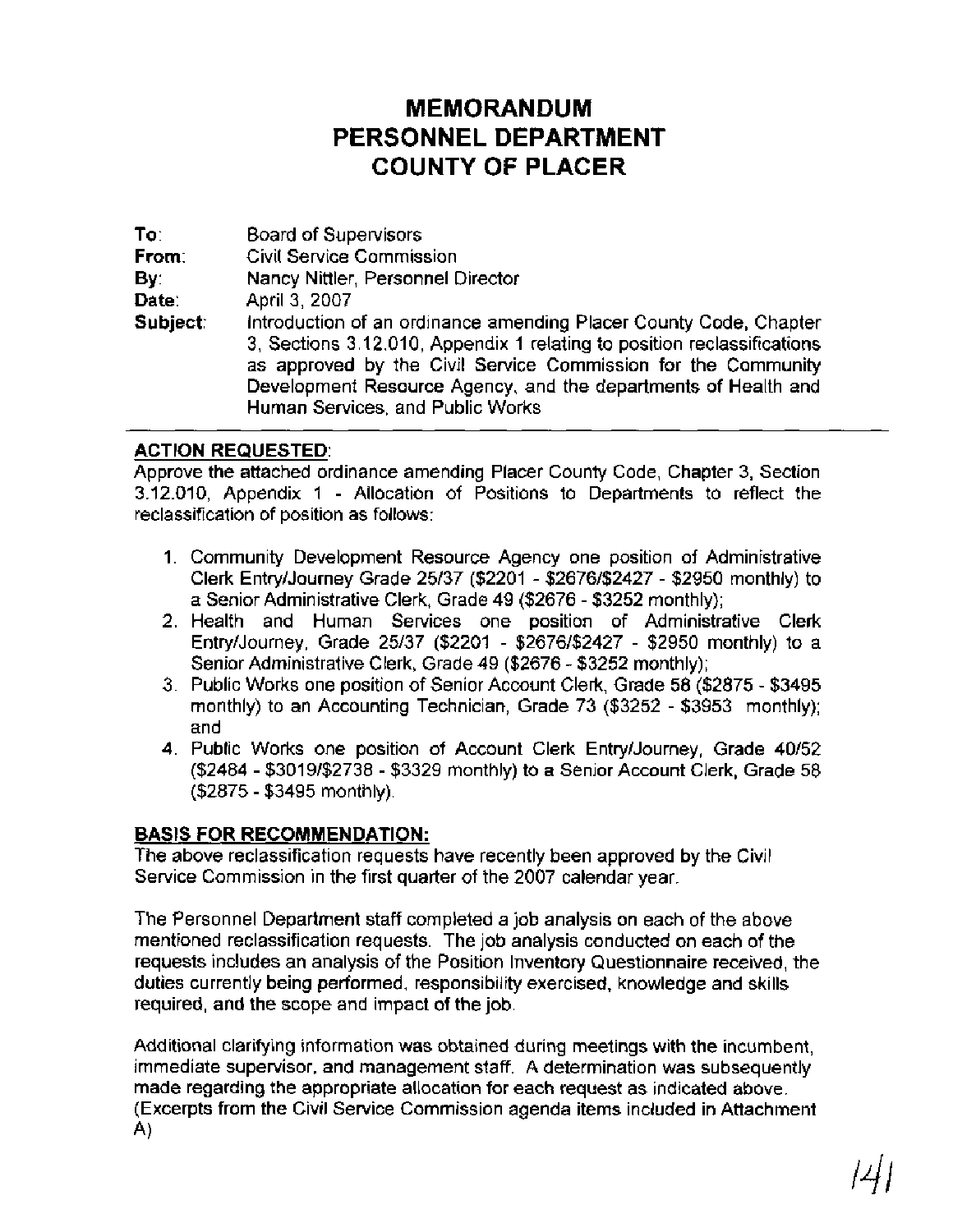# MEMORANDUM
# PERSONNEL DEPARTMENT
# COUNTY OF PLACER

**To**: Board of Supervisors
**From**: Civil Service Commission
**By**: Nancy Nittler, Personnel Director
**Date**: April 3, 2007
**Subject**: Introduction of an ordinance amending Placer County Code, Chapter 3, Sections 3.12.010, Appendix 1 relating to position reclassifications as approved by the Civil Service Commission for the Community Development Resource Agency, and the departments of Health and Human Services, and Public Works

---

**ACTION REQUESTED**:

Approve the attached ordinance amending Placer County Code, Chapter 3, Section 3.12.010, Appendix 1 - Allocation of Positions to Departments to reflect the reclassification of position as follows:

1. Community Development Resource Agency one position of Administrative Clerk Entry/Journey Grade 25/37 ($2201 - $2676/$2427 - $2950 monthly) to a Senior Administrative Clerk, Grade 49 ($2676 - $3252 monthly);
2. Health and Human Services one position of Administrative Clerk Entry/Journey, Grade 25/37 ($2201 - $2676/$2427 - $2950 monthly) to a Senior Administrative Clerk, Grade 49 ($2676 - $3252 monthly);
3. Public Works one position of Senior Account Clerk, Grade 58 ($2875 - $3495 monthly) to an Accounting Technician, Grade 73 ($3252 - $3953 monthly); and
4. Public Works one position of Account Clerk Entry/Journey, Grade 40/52 ($2484 - $3019/$2738 - $3329 monthly) to a Senior Account Clerk, Grade 58 ($2875 - $3495 monthly).

**BASIS FOR RECOMMENDATION:**

The above reclassification requests have recently been approved by the Civil Service Commission in the first quarter of the 2007 calendar year.

The Personnel Department staff completed a job analysis on each of the above mentioned reclassification requests. The job analysis conducted on each of the requests includes an analysis of the Position Inventory Questionnaire received, the duties currently being performed, responsibility exercised, knowledge and skills required, and the scope and impact of the job.

Additional clarifying information was obtained during meetings with the incumbent, immediate supervisor, and management staff. A determination was subsequently made regarding the appropriate allocation for each request as indicated above. (Excerpts from the Civil Service Commission agenda items included in Attachment A)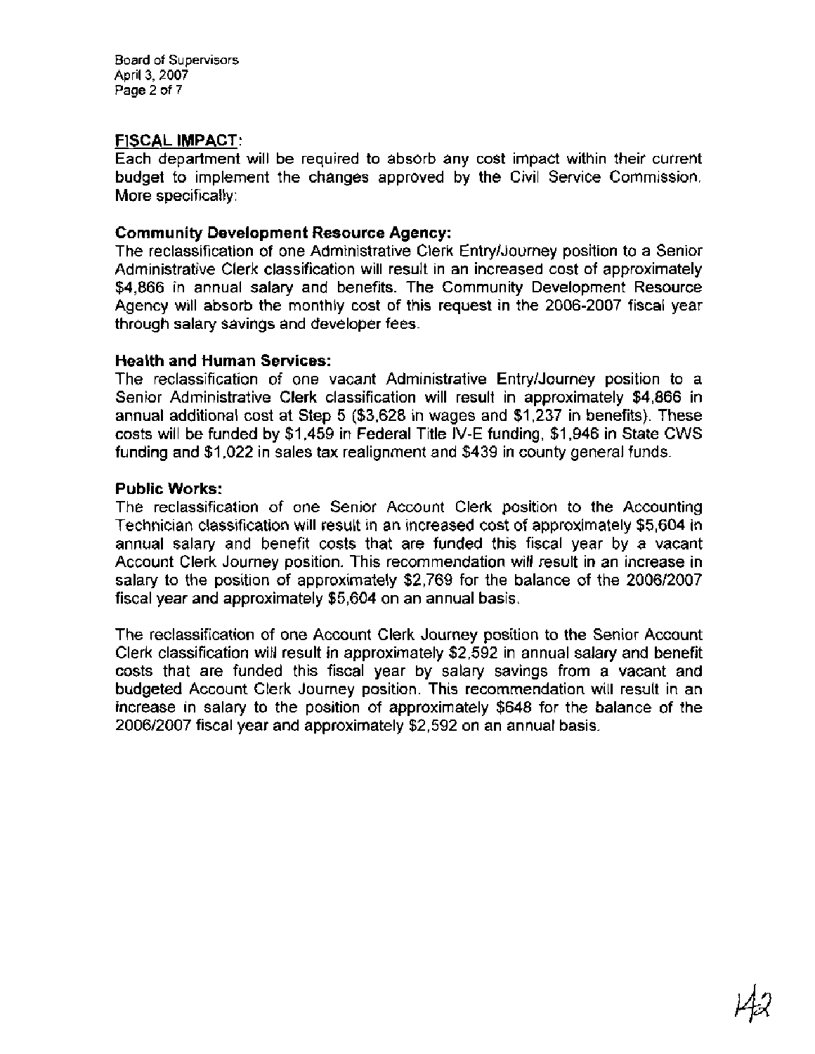## FISCAL IMPACT:

Each department will be required to absorb any cost impact within their current budget to implement the changes approved by the Civil Service Commission. More specifically:

**Community Development Resource Agency:**

The reclassification of one Administrative Clerk Entry/Journey position to a Senior Administrative Clerk classification will result in an increased cost of approximately $4,866 in annual salary and benefits. The Community Development Resource Agency will absorb the monthly cost of this request in the 2006-2007 fiscal year through salary savings and developer fees.

**Health and Human Services:**

The reclassification of one vacant Administrative Entry/Journey position to a Senior Administrative Clerk classification will result in approximately $4,866 in annual additional cost at Step 5 ($3,628 in wages and $1,237 in benefits). These costs will be funded by $1,459 in Federal Title IV-E funding, $1,946 in State CWS funding and $1,022 in sales tax realignment and $439 in county general funds.

**Public Works:**

The reclassification of one Senior Account Clerk position to the Accounting Technician classification will result in an increased cost of approximately $5,604 in annual salary and benefit costs that are funded this fiscal year by a vacant Account Clerk Journey position. This recommendation will result in an increase in salary to the position of approximately $2,769 for the balance of the 2006/2007 fiscal year and approximately $5,604 on an annual basis.

The reclassification of one Account Clerk Journey position to the Senior Account Clerk classification will result in approximately $2,592 in annual salary and benefit costs that are funded this fiscal year by salary savings from a vacant and budgeted Account Clerk Journey position. This recommendation will result in an increase in salary to the position of approximately $648 for the balance of the 2006/2007 fiscal year and approximately $2,592 on an annual basis.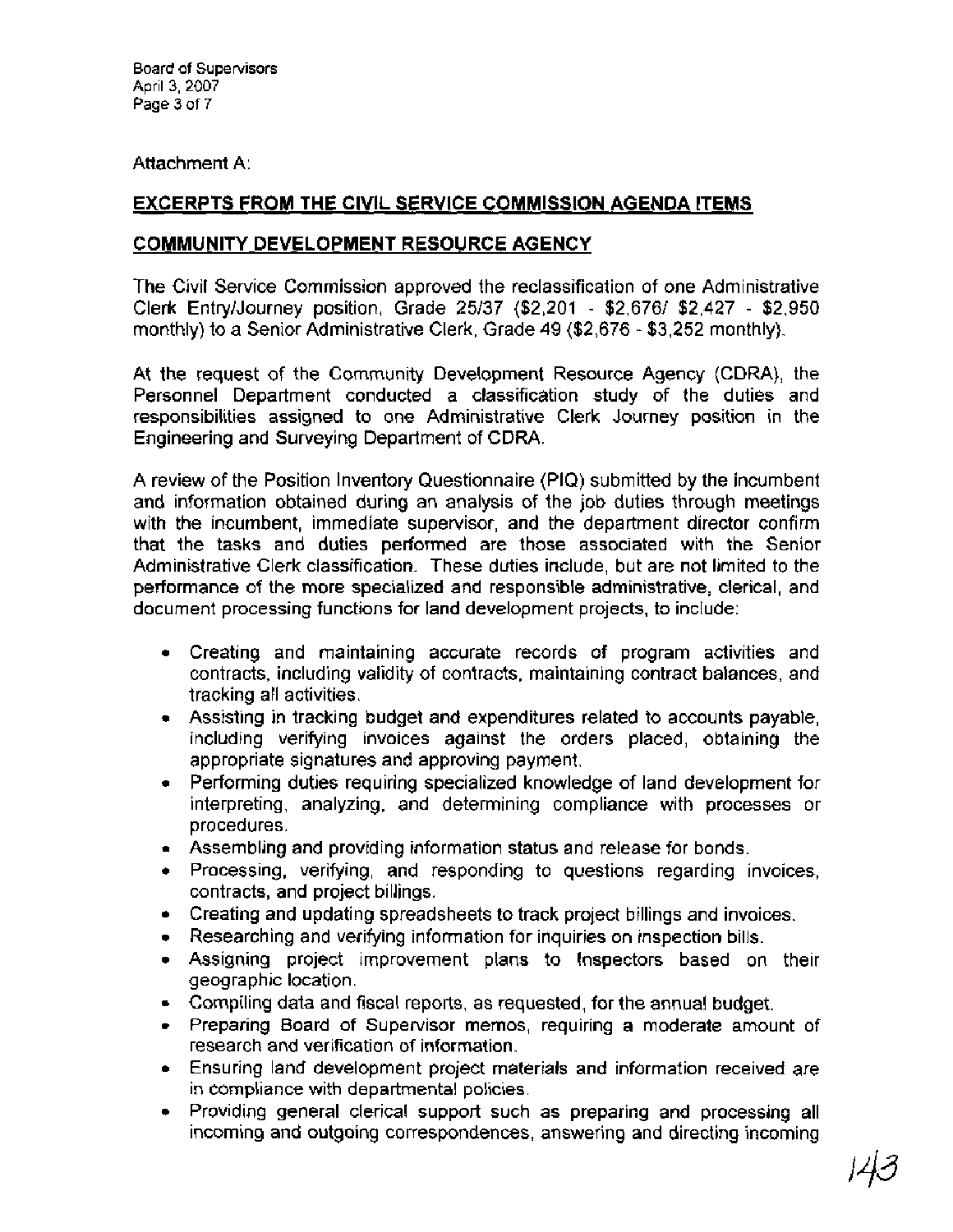Attachment A:

## EXCERPTS FROM THE CIVIL SERVICE COMMISSION AGENDA ITEMS

## COMMUNITY DEVELOPMENT RESOURCE AGENCY

The Civil Service Commission approved the reclassification of one Administrative Clerk Entry/Journey position, Grade 25/37 ($2,201 - $2,676/ $2,427 - $2,950 monthly) to a Senior Administrative Clerk, Grade 49 ($2,676 - $3,252 monthly).

At the request of the Community Development Resource Agency (CDRA), the Personnel Department conducted a classification study of the duties and responsibilities assigned to one Administrative Clerk Journey position in the Engineering and Surveying Department of CDRA.

A review of the Position Inventory Questionnaire (PIQ) submitted by the incumbent and information obtained during an analysis of the job duties through meetings with the incumbent, immediate supervisor, and the department director confirm that the tasks and duties performed are those associated with the Senior Administrative Clerk classification. These duties include, but are not limited to the performance of the more specialized and responsible administrative, clerical, and document processing functions for land development projects, to include:

- Creating and maintaining accurate records of program activities and contracts, including validity of contracts, maintaining contract balances, and tracking all activities.
- Assisting in tracking budget and expenditures related to accounts payable, including verifying invoices against the orders placed, obtaining the appropriate signatures and approving payment.
- Performing duties requiring specialized knowledge of land development for interpreting, analyzing, and determining compliance with processes or procedures.
- Assembling and providing information status and release for bonds.
- Processing, verifying, and responding to questions regarding invoices, contracts, and project billings.
- Creating and updating spreadsheets to track project billings and invoices.
- Researching and verifying information for inquiries on inspection bills.
- Assigning project improvement plans to Inspectors based on their geographic location.
- Compiling data and fiscal reports, as requested, for the annual budget.
- Preparing Board of Supervisor memos, requiring a moderate amount of research and verification of information.
- Ensuring land development project materials and information received are in compliance with departmental policies.
- Providing general clerical support such as preparing and processing all incoming and outgoing correspondences, answering and directing incoming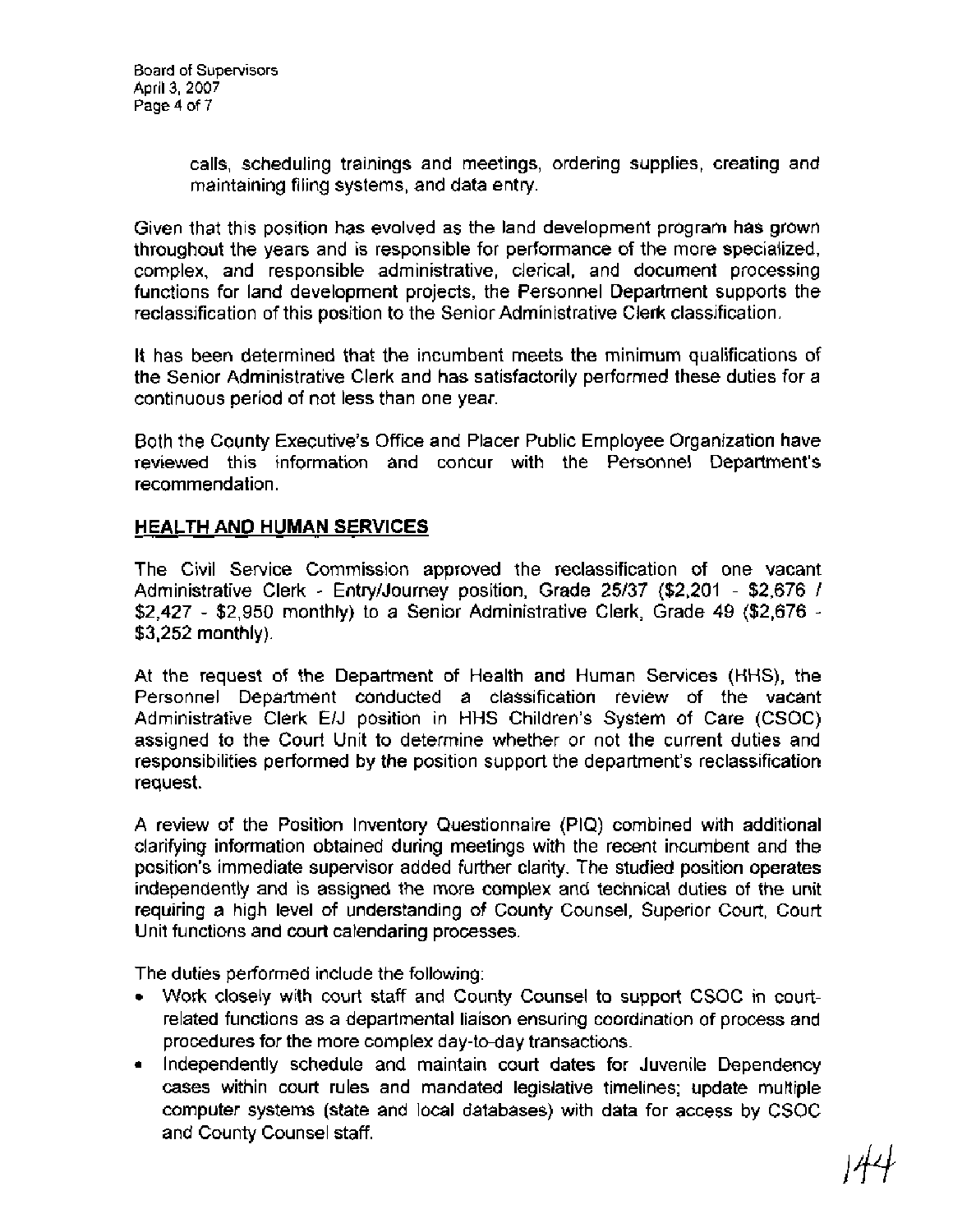calls, scheduling trainings and meetings, ordering supplies, creating and maintaining filing systems, and data entry.

Given that this position has evolved as the land development program has grown throughout the years and is responsible for performance of the more specialized, complex, and responsible administrative, clerical, and document processing functions for land development projects, the Personnel Department supports the reclassification of this position to the Senior Administrative Clerk classification.

It has been determined that the incumbent meets the minimum qualifications of the Senior Administrative Clerk and has satisfactorily performed these duties for a continuous period of not less than one year.

Both the County Executive's Office and Placer Public Employee Organization have reviewed this information and concur with the Personnel Department's recommendation.

## HEALTH AND HUMAN SERVICES

The Civil Service Commission approved the reclassification of one vacant Administrative Clerk - Entry/Journey position, Grade 25/37 ($2,201 - $2,676 / $2,427 - $2,950 monthly) to a Senior Administrative Clerk, Grade 49 ($2,676 - $3,252 monthly).

At the request of the Department of Health and Human Services (HHS), the Personnel Department conducted a classification review of the vacant Administrative Clerk E/J position in HHS Children's System of Care (CSOC) assigned to the Court Unit to determine whether or not the current duties and responsibilities performed by the position support the department's reclassification request.

A review of the Position Inventory Questionnaire (PIQ) combined with additional clarifying information obtained during meetings with the recent incumbent and the position's immediate supervisor added further clarity. The studied position operates independently and is assigned the more complex and technical duties of the unit requiring a high level of understanding of County Counsel, Superior Court, Court Unit functions and court calendaring processes.

The duties performed include the following:

- Work closely with court staff and County Counsel to support CSOC in court-related functions as a departmental liaison ensuring coordination of process and procedures for the more complex day-to-day transactions.
- Independently schedule and maintain court dates for Juvenile Dependency cases within court rules and mandated legislative timelines; update multiple computer systems (state and local databases) with data for access by CSOC and County Counsel staff.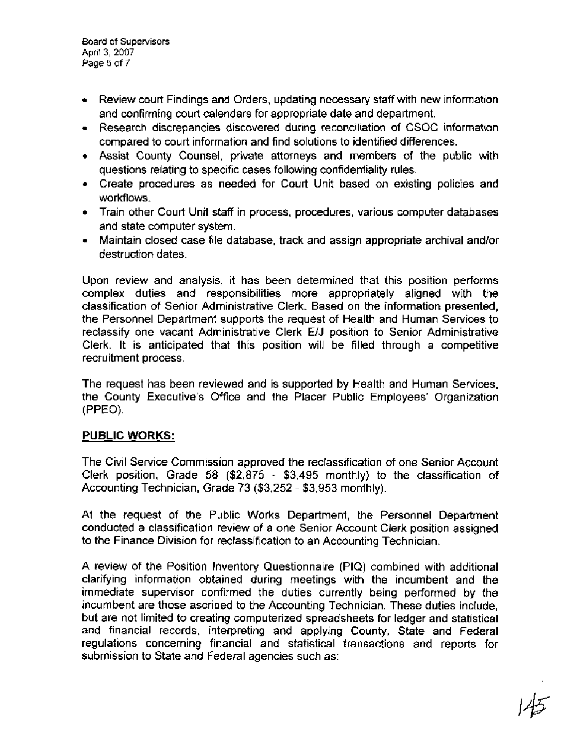- Review court Findings and Orders, updating necessary staff with new information and confirming court calendars for appropriate date and department.
- Research discrepancies discovered during reconciliation of CSOC information compared to court information and find solutions to identified differences.
- Assist County Counsel, private attorneys and members of the public with questions relating to specific cases following confidentiality rules.
- Create procedures as needed for Court Unit based on existing policies and workflows.
- Train other Court Unit staff in process, procedures, various computer databases and state computer system.
- Maintain closed case file database, track and assign appropriate archival and/or destruction dates.

Upon review and analysis, it has been determined that this position performs complex duties and responsibilities more appropriately aligned with the classification of Senior Administrative Clerk. Based on the information presented, the Personnel Department supports the request of Health and Human Services to reclassify one vacant Administrative Clerk E/J position to Senior Administrative Clerk. It is anticipated that this position will be filled through a competitive recruitment process.

The request has been reviewed and is supported by Health and Human Services, the County Executive's Office and the Placer Public Employees' Organization (PPEO).

## PUBLIC WORKS:

The Civil Service Commission approved the reclassification of one Senior Account Clerk position, Grade 58 ($2,875 - $3,495 monthly) to the classification of Accounting Technician, Grade 73 ($3,252 - $3,953 monthly).

At the request of the Public Works Department, the Personnel Department conducted a classification review of a one Senior Account Clerk position assigned to the Finance Division for reclassification to an Accounting Technician.

A review of the Position Inventory Questionnaire (PIQ) combined with additional clarifying information obtained during meetings with the incumbent and the immediate supervisor confirmed the duties currently being performed by the incumbent are those ascribed to the Accounting Technician. These duties include, but are not limited to creating computerized spreadsheets for ledger and statistical and financial records, interpreting and applying County, State and Federal regulations concerning financial and statistical transactions and reports for submission to State and Federal agencies such as: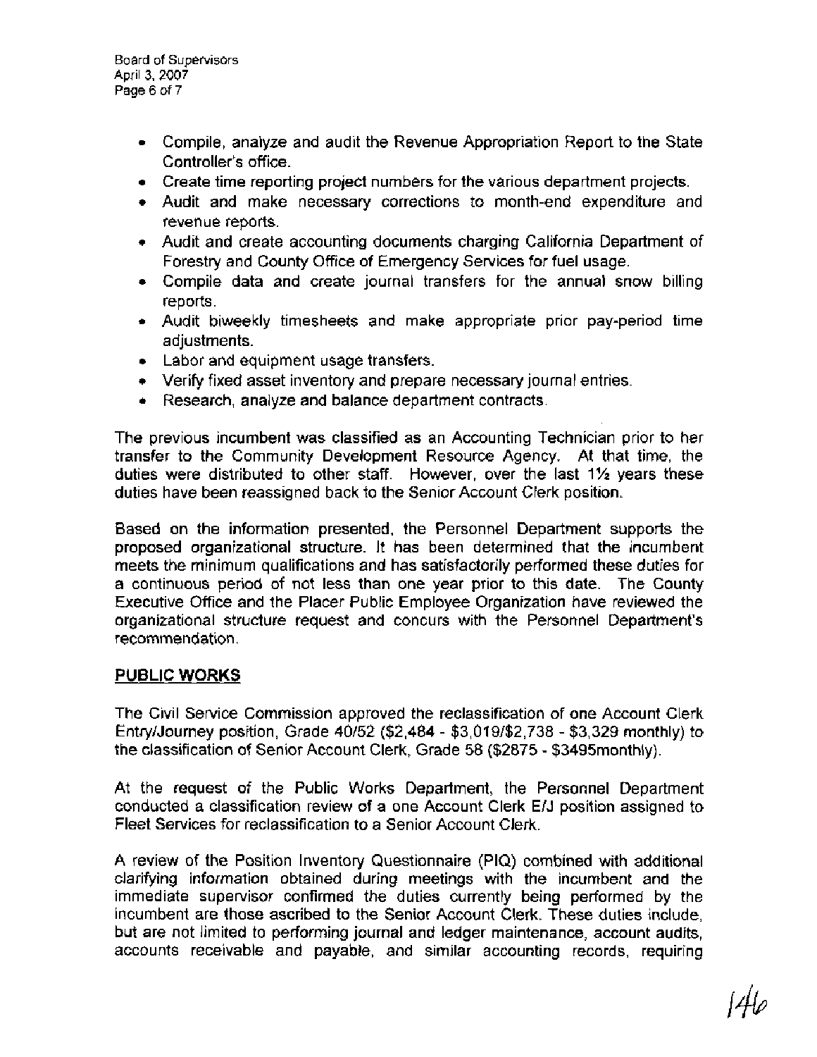- Compile, analyze and audit the Revenue Appropriation Report to the State Controller's office.
- Create time reporting project numbers for the various department projects.
- Audit and make necessary corrections to month-end expenditure and revenue reports.
- Audit and create accounting documents charging California Department of Forestry and County Office of Emergency Services for fuel usage.
- Compile data and create journal transfers for the annual snow billing reports.
- Audit biweekly timesheets and make appropriate prior pay-period time adjustments.
- Labor and equipment usage transfers.
- Verify fixed asset inventory and prepare necessary journal entries.
- Research, analyze and balance department contracts.

The previous incumbent was classified as an Accounting Technician prior to her transfer to the Community Development Resource Agency. At that time, the duties were distributed to other staff. However, over the last 1½ years these duties have been reassigned back to the Senior Account Clerk position.

Based on the information presented, the Personnel Department supports the proposed organizational structure. It has been determined that the incumbent meets the minimum qualifications and has satisfactorily performed these duties for a continuous period of not less than one year prior to this date. The County Executive Office and the Placer Public Employee Organization have reviewed the organizational structure request and concurs with the Personnel Department's recommendation.

## PUBLIC WORKS

The Civil Service Commission approved the reclassification of one Account Clerk Entry/Journey position, Grade 40/52 ($2,484 - $3,019/$2,738 - $3,329 monthly) to the classification of Senior Account Clerk, Grade 58 ($2875 - $3495monthly).

At the request of the Public Works Department, the Personnel Department conducted a classification review of a one Account Clerk E/J position assigned to Fleet Services for reclassification to a Senior Account Clerk.

A review of the Position Inventory Questionnaire (PIQ) combined with additional clarifying information obtained during meetings with the incumbent and the immediate supervisor confirmed the duties currently being performed by the incumbent are those ascribed to the Senior Account Clerk. These duties include, but are not limited to performing journal and ledger maintenance, account audits, accounts receivable and payable, and similar accounting records, requiring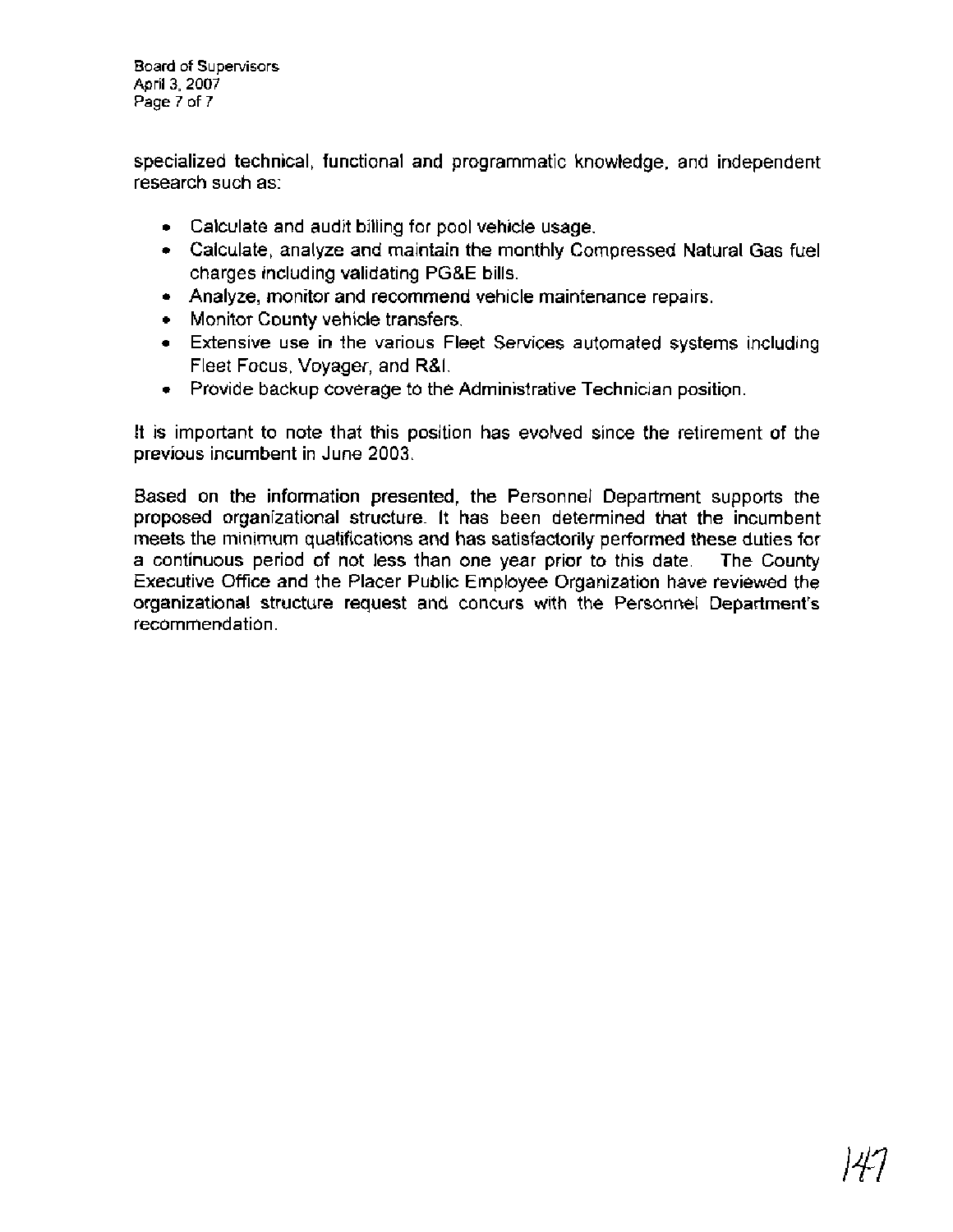specialized technical, functional and programmatic knowledge, and independent research such as:

- Calculate and audit billing for pool vehicle usage.
- Calculate, analyze and maintain the monthly Compressed Natural Gas fuel charges including validating PG&E bills.
- Analyze, monitor and recommend vehicle maintenance repairs.
- Monitor County vehicle transfers.
- Extensive use in the various Fleet Services automated systems including Fleet Focus, Voyager, and R&I.
- Provide backup coverage to the Administrative Technician position.

It is important to note that this position has evolved since the retirement of the previous incumbent in June 2003.

Based on the information presented, the Personnel Department supports the proposed organizational structure. It has been determined that the incumbent meets the minimum qualifications and has satisfactorily performed these duties for a continuous period of not less than one year prior to this date. The County Executive Office and the Placer Public Employee Organization have reviewed the organizational structure request and concurs with the Personnel Department's recommendation.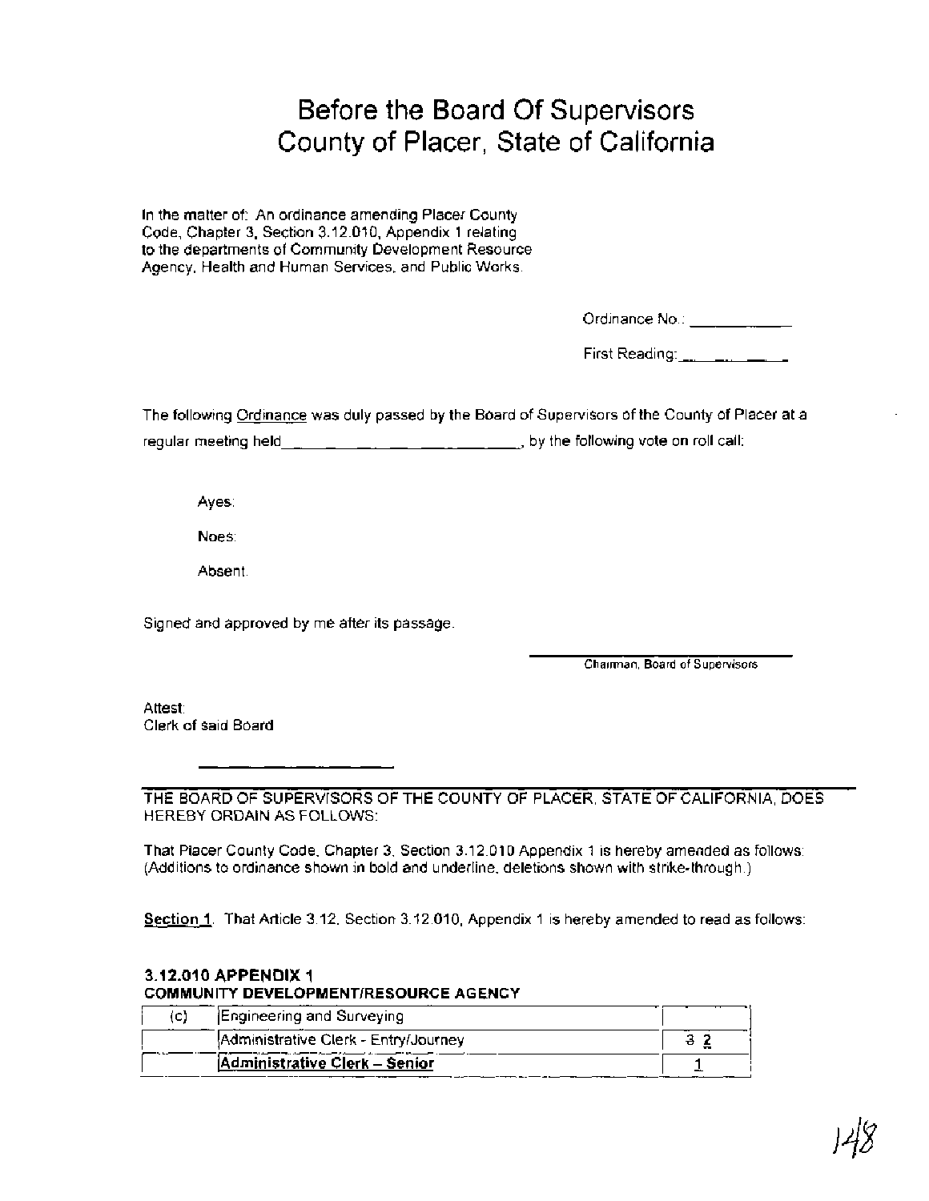# Before the Board Of Supervisors
# County of Placer, State of California

In the matter of: An ordinance amending Placer County Code, Chapter 3, Section 3.12.010, Appendix 1 relating to the departments of Community Development Resource Agency, Health and Human Services, and Public Works.

Ordinance No.: ___________

First Reading: ___________

The following Ordinance was duly passed by the Board of Supervisors of the County of Placer at a regular meeting held_________________________, by the following vote on roll call:

Ayes:

Noes:

Absent:

Signed and approved by me after its passage.

_________________________
Chairman, Board of Supervisors

Attest:
Clerk of said Board

_________________________

THE BOARD OF SUPERVISORS OF THE COUNTY OF PLACER, STATE OF CALIFORNIA, DOES HEREBY ORDAIN AS FOLLOWS:

That Placer County Code, Chapter 3, Section 3.12.010 Appendix 1 is hereby amended as follows: (Additions to ordinance shown in bold and underline, deletions shown with strike-through.)

Section 1. That Article 3.12, Section 3.12.010, Appendix 1 is hereby amended to read as follows:

### 3.12.010 APPENDIX 1
**COMMUNITY DEVELOPMENT/RESOURCE AGENCY**

| (c) | Engineering and Surveying | |
|---|---|---|
| | Administrative Clerk - Entry/Journey | ~~3~~ **<u>2</u>** |
| | **<u>Administrative Clerk – Senior</u>** | **<u>1</u>** |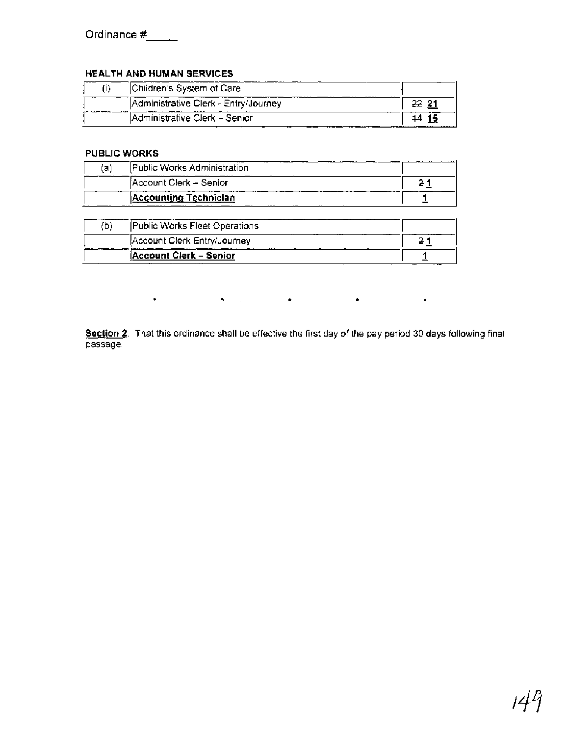Ordinance #\_\_\_\_\_

**HEALTH AND HUMAN SERVICES**

| | | |
|---|---|---|
| (i) | Children's System of Care | |
| | Administrative Clerk - Entry/Journey | ~~22~~ **21** |
| | Administrative Clerk – Senior | ~~14~~ **15** |

**PUBLIC WORKS**

| | | |
|---|---|---|
| (a) | Public Works Administration | |
| | Account Clerk – Senior | ~~2~~ **1** |
| | **Accounting Technician** | **1** |

| | | |
|---|---|---|
| (b) | Public Works Fleet Operations | |
| | Account Clerk Entry/Journey | ~~2~~ **1** |
| | **Account Clerk – Senior** | **1** |

\* \* \* \* \*

**Section 2**. That this ordinance shall be effective the first day of the pay period 30 days following final passage.